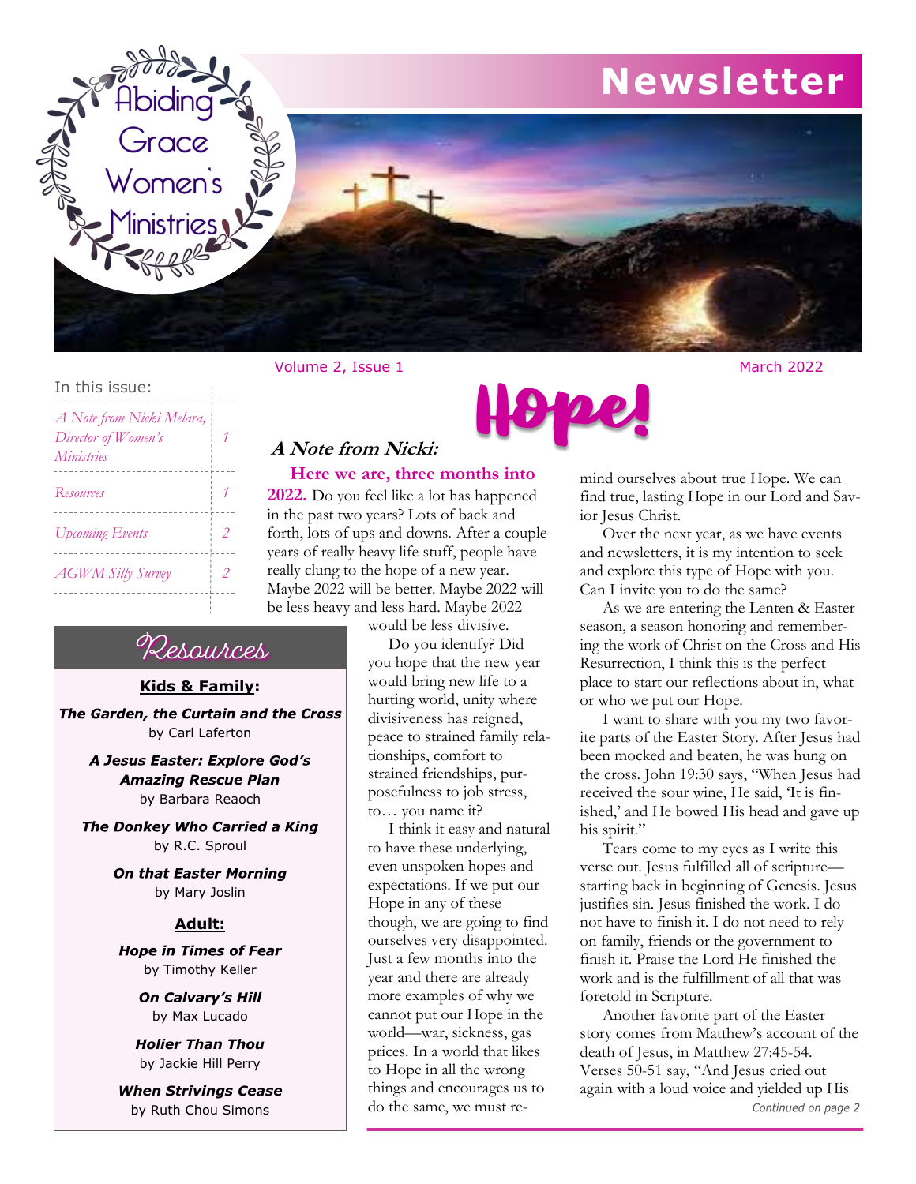# Abiding Grace Women's Ministries

# Newsletter

Volume 2, Issue 1 — March 2022

**In this issue:**

| | |
|---|---|
| *A Note from Nicki Melara, Director of Women's Ministries* | 1 |
| *Resources* | 1 |
| *Upcoming Events* | 2 |
| *AGWM Silly Survey* | 2 |

# Hope!

## A Note from Nicki:

**Here we are, three months into 2022.** Do you feel like a lot has happened in the past two years? Lots of back and forth, lots of ups and downs. After a couple years of really heavy life stuff, people have really clung to the hope of a new year. Maybe 2022 will be better. Maybe 2022 will be less heavy and less hard. Maybe 2022 would be less divisive.

Do you identify? Did you hope that the new year would bring new life to a hurting world, unity where divisiveness has reigned, peace to strained family relationships, comfort to strained friendships, purposefulness to job stress, to… you name it?

I think it easy and natural to have these underlying, even unspoken hopes and expectations. If we put our Hope in any of these though, we are going to find ourselves very disappointed. Just a few months into the year and there are already more examples of why we cannot put our Hope in the world—war, sickness, gas prices. In a world that likes to Hope in all the wrong things and encourages us to do the same, we must remind ourselves about true Hope. We can find true, lasting Hope in our Lord and Savior Jesus Christ.

Over the next year, as we have events and newsletters, it is my intention to seek and explore this type of Hope with you. Can I invite you to do the same?

As we are entering the Lenten & Easter season, a season honoring and remembering the work of Christ on the Cross and His Resurrection, I think this is the perfect place to start our reflections about in, what or who we put our Hope.

I want to share with you my two favorite parts of the Easter Story. After Jesus had been mocked and beaten, he was hung on the cross. John 19:30 says, "When Jesus had received the sour wine, He said, 'It is finished,' and He bowed His head and gave up his spirit."

Tears come to my eyes as I write this verse out. Jesus fulfilled all of scripture—starting back in beginning of Genesis. Jesus justifies sin. Jesus finished the work. I do not have to finish it. I do not need to rely on family, friends or the government to finish it. Praise the Lord He finished the work and is the fulfillment of all that was foretold in Scripture.

Another favorite part of the Easter story comes from Matthew's account of the death of Jesus, in Matthew 27:45-54. Verses 50-51 say, "And Jesus cried out again with a loud voice and yielded up His

*Continued on page 2*

## Resources

**Kids & Family:**

***The Garden, the Curtain and the Cross*** by Carl Laferton

***A Jesus Easter: Explore God's Amazing Rescue Plan*** by Barbara Reaoch

***The Donkey Who Carried a King*** by R.C. Sproul

***On that Easter Morning*** by Mary Joslin

**Adult:**

***Hope in Times of Fear*** by Timothy Keller

***On Calvary's Hill*** by Max Lucado

***Holier Than Thou*** by Jackie Hill Perry

***When Strivings Cease*** by Ruth Chou Simons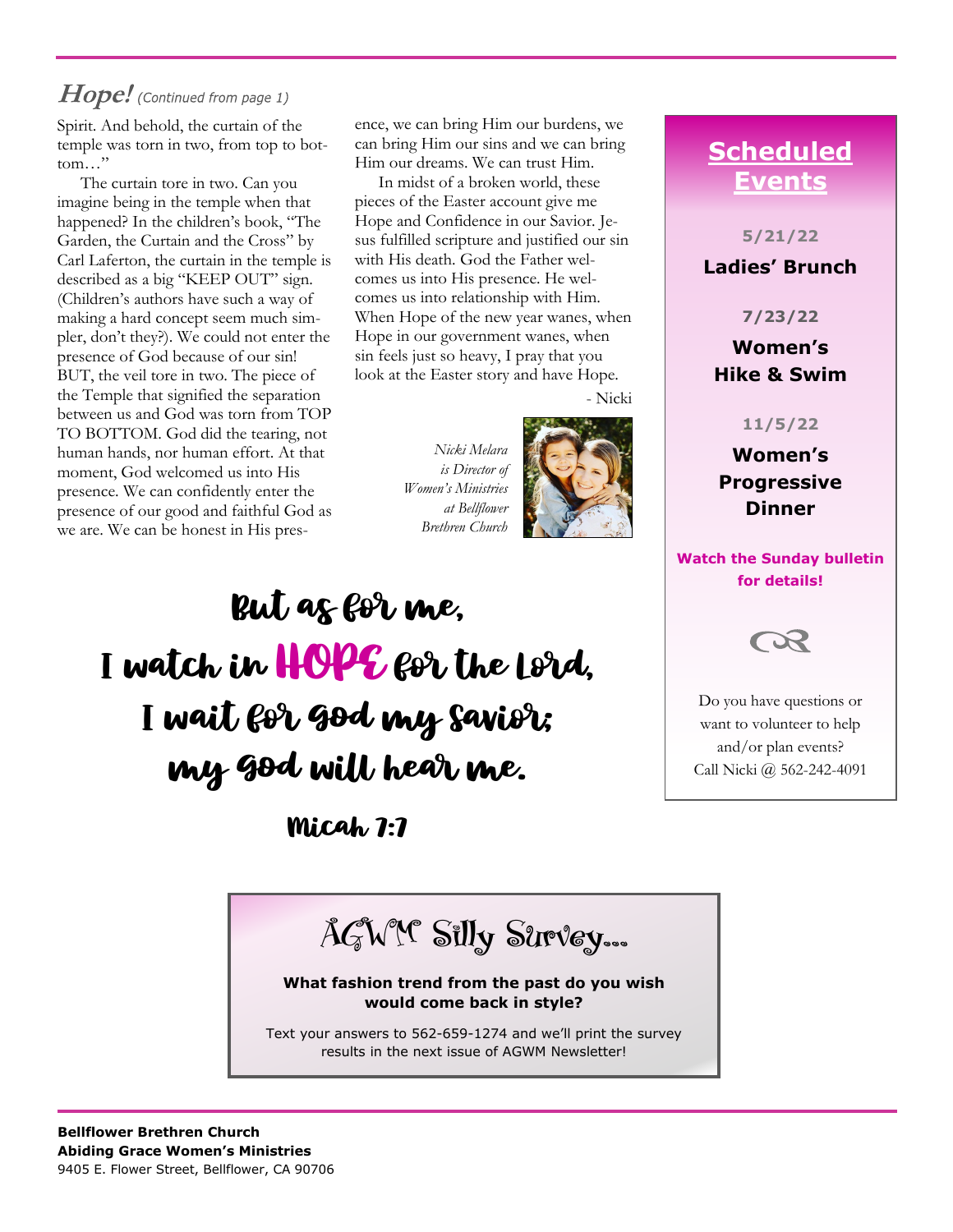## *Hope!* *(Continued from page 1)*

Spirit. And behold, the curtain of the temple was torn in two, from top to bottom…"

The curtain tore in two. Can you imagine being in the temple when that happened? In the children's book, "The Garden, the Curtain and the Cross" by Carl Laferton, the curtain in the temple is described as a big "KEEP OUT" sign. (Children's authors have such a way of making a hard concept seem much simpler, don't they?). We could not enter the presence of God because of our sin! BUT, the veil tore in two. The piece of the Temple that signified the separation between us and God was torn from TOP TO BOTTOM. God did the tearing, not human hands, nor human effort. At that moment, God welcomed us into His presence. We can confidently enter the presence of our good and faithful God as we are. We can be honest in His presence, we can bring Him our burdens, we can bring Him our sins and we can bring Him our dreams. We can trust Him.

In midst of a broken world, these pieces of the Easter account give me Hope and Confidence in our Savior. Jesus fulfilled scripture and justified our sin with His death. God the Father welcomes us into His presence. He welcomes us into relationship with Him. When Hope of the new year wanes, when Hope in our government wanes, when sin feels just so heavy, I pray that you look at the Easter story and have Hope.

\- Nicki

*Nicki Melara is Director of Women's Ministries at Bellflower Brethren Church*

## Scheduled Events

**5/21/22**
**Ladies' Brunch**

**7/23/22**
**Women's Hike & Swim**

**11/5/22**
**Women's Progressive Dinner**

**Watch the Sunday bulletin for details!**

Do you have questions or want to volunteer to help and/or plan events? Call Nicki @ 562-242-4091

But as for me,
I watch in HOPE for the Lord,
I wait for God my Savior;
my God will hear me.

Micah 7:7

## AGWM Silly Survey…

**What fashion trend from the past do you wish would come back in style?**

Text your answers to 562-659-1274 and we'll print the survey results in the next issue of AGWM Newsletter!

**Bellflower Brethren Church**
**Abiding Grace Women's Ministries**
9405 E. Flower Street, Bellflower, CA 90706